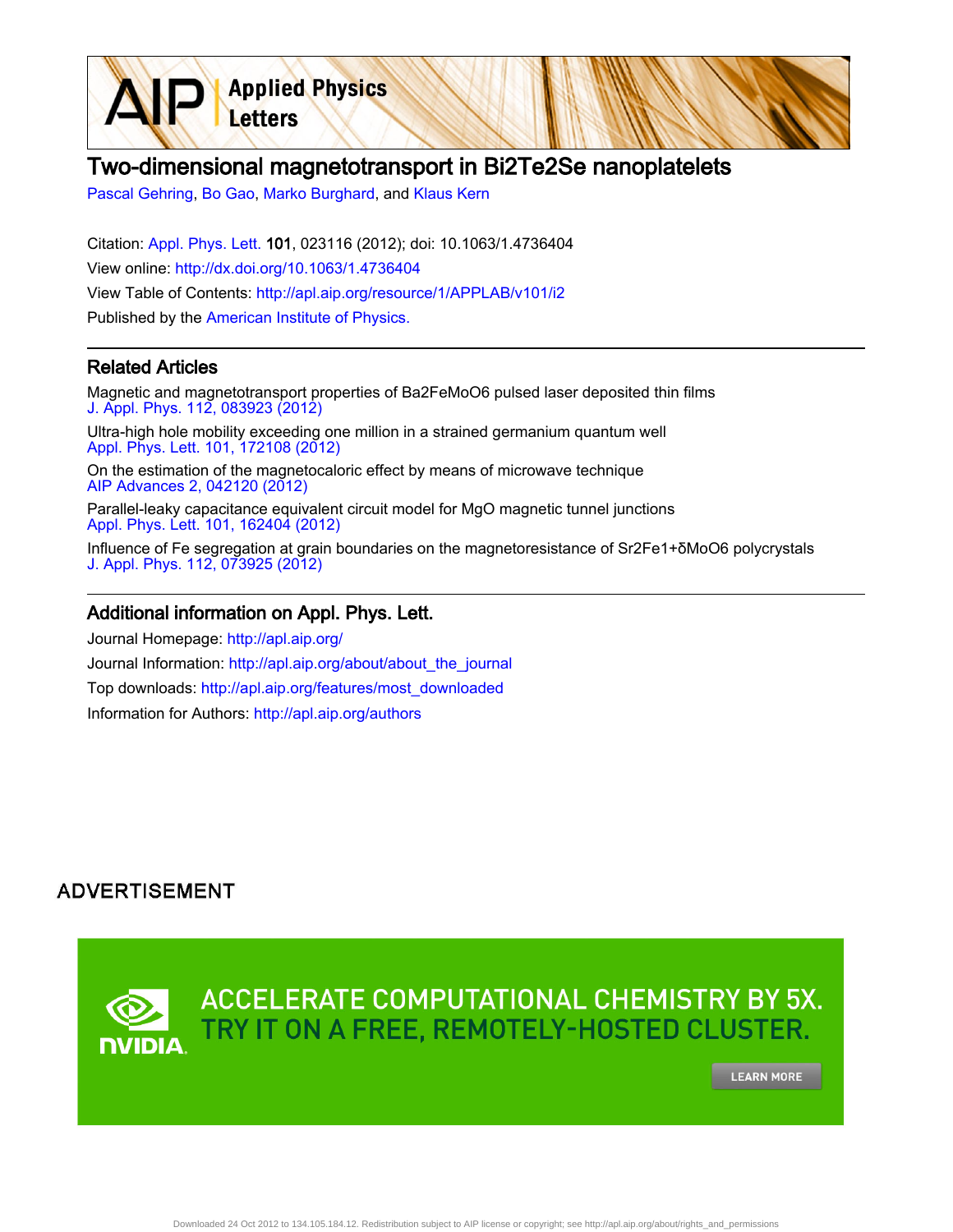# Two-dimensional magnetotransport in Bi2Te2Se nanoplatelets

Pascal Gehring, Bo Gao, Marko Burghard, and Klaus Kern

Citation: Appl. Phys. Lett. **101**, 023116 (2012); doi: 10.1063/1.4736404

View online: http://dx.doi.org/10.1063/1.4736404

View Table of Contents: http://apl.aip.org/resource/1/APPLAB/v101/i2

Published by the American Institute of Physics.

## Related Articles

Magnetic and magnetotransport properties of Ba2FeMoO6 pulsed laser deposited thin films
J. Appl. Phys. 112, 083923 (2012)

Ultra-high hole mobility exceeding one million in a strained germanium quantum well
Appl. Phys. Lett. 101, 172108 (2012)

On the estimation of the magnetocaloric effect by means of microwave technique
AIP Advances 2, 042120 (2012)

Parallel-leaky capacitance equivalent circuit model for MgO magnetic tunnel junctions
Appl. Phys. Lett. 101, 162404 (2012)

Influence of Fe segregation at grain boundaries on the magnetoresistance of Sr2Fe1+δMoO6 polycrystals
J. Appl. Phys. 112, 073925 (2012)

## Additional information on Appl. Phys. Lett.

Journal Homepage: http://apl.aip.org/

Journal Information: http://apl.aip.org/about/about_the_journal

Top downloads: http://apl.aip.org/features/most_downloaded

Information for Authors: http://apl.aip.org/authors

ADVERTISEMENT

ACCELERATE COMPUTATIONAL CHEMISTRY BY 5X.
TRY IT ON A FREE, REMOTELY-HOSTED CLUSTER.

LEARN MORE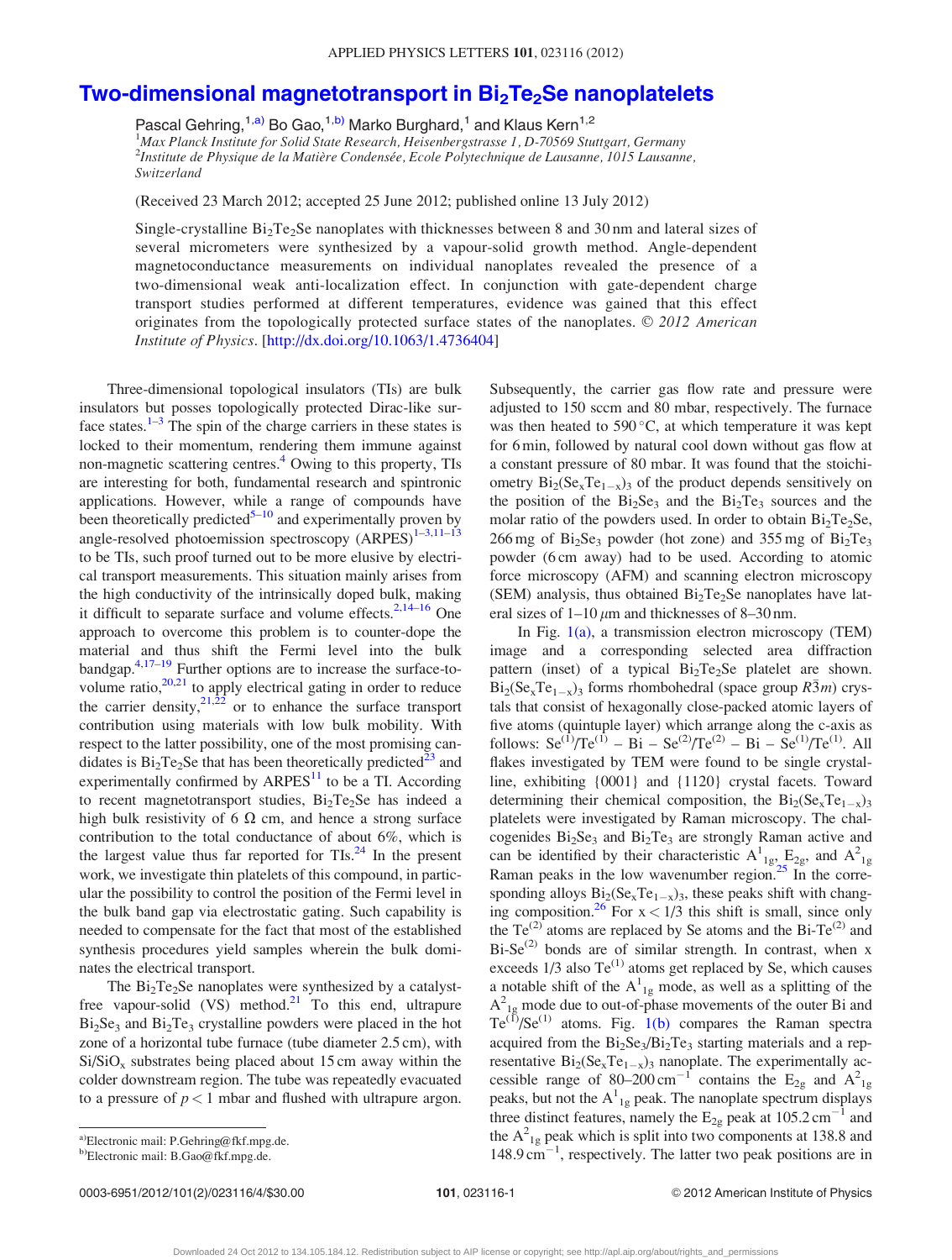# Two-dimensional magnetotransport in $Bi_2Te_2Se$ nanoplatelets

Pascal Gehring,[1,a)] Bo Gao,[1,b)] Marko Burghard,[1] and Klaus Kern[1,2]

[1]*Max Planck Institute for Solid State Research, Heisenbergstrasse 1, D-70569 Stuttgart, Germany*
[2]*Institute de Physique de la Matière Condensée, Ecole Polytechnique de Lausanne, 1015 Lausanne, Switzerland*

(Received 23 March 2012; accepted 25 June 2012; published online 13 July 2012)

Single-crystalline $Bi_2Te_2Se$ nanoplates with thicknesses between 8 and 30 nm and lateral sizes of several micrometers were synthesized by a vapour-solid growth method. Angle-dependent magnetoconductance measurements on individual nanoplates revealed the presence of a two-dimensional weak anti-localization effect. In conjunction with gate-dependent charge transport studies performed at different temperatures, evidence was gained that this effect originates from the topologically protected surface states of the nanoplates. © *2012 American Institute of Physics*. [http://dx.doi.org/10.1063/1.4736404]

Three-dimensional topological insulators (TIs) are bulk insulators but posses topologically protected Dirac-like surface states.[1–3] The spin of the charge carriers in these states is locked to their momentum, rendering them immune against non-magnetic scattering centres.[4] Owing to this property, TIs are interesting for both, fundamental research and spintronic applications. However, while a range of compounds have been theoretically predicted[5–10] and experimentally proven by angle-resolved photoemission spectroscopy (ARPES)[1–3,11–13] to be TIs, such proof turned out to be more elusive by electrical transport measurements. This situation mainly arises from the high conductivity of the intrinsically doped bulk, making it difficult to separate surface and volume effects.[2,14–16] One approach to overcome this problem is to counter-dope the material and thus shift the Fermi level into the bulk bandgap.[4,17–19] Further options are to increase the surface-to-volume ratio,[20,21] to apply electrical gating in order to reduce the carrier density,[21,22] or to enhance the surface transport contribution using materials with low bulk mobility. With respect to the latter possibility, one of the most promising candidates is $Bi_2Te_2Se$ that has been theoretically predicted[23] and experimentally confirmed by ARPES[11] to be a TI. According to recent magnetotransport studies, $Bi_2Te_2Se$ has indeed a high bulk resistivity of 6 Ω cm, and hence a strong surface contribution to the total conductance of about 6%, which is the largest value thus far reported for TIs.[24] In the present work, we investigate thin platelets of this compound, in particular the possibility to control the position of the Fermi level in the bulk band gap via electrostatic gating. Such capability is needed to compensate for the fact that most of the established synthesis procedures yield samples wherein the bulk dominates the electrical transport.

The $Bi_2Te_2Se$ nanoplates were synthesized by a catalyst-free vapour-solid (VS) method.[21] To this end, ultrapure $Bi_2Se_3$ and $Bi_2Te_3$ crystalline powders were placed in the hot zone of a horizontal tube furnace (tube diameter 2.5 cm), with $Si/SiO_x$ substrates being placed about 15 cm away within the colder downstream region. The tube was repeatedly evacuated to a pressure of $p < 1$ mbar and flushed with ultrapure argon. Subsequently, the carrier gas flow rate and pressure were adjusted to 150 sccm and 80 mbar, respectively. The furnace was then heated to 590 °C, at which temperature it was kept for 6 min, followed by natural cool down without gas flow at a constant pressure of 80 mbar. It was found that the stoichiometry $Bi_2(Se_xTe_{1-x})_3$ of the product depends sensitively on the position of the $Bi_2Se_3$ and the $Bi_2Te_3$ sources and the molar ratio of the powders used. In order to obtain $Bi_2Te_2Se$, 266 mg of $Bi_2Se_3$ powder (hot zone) and 355 mg of $Bi_2Te_3$ powder (6 cm away) had to be used. According to atomic force microscopy (AFM) and scanning electron microscopy (SEM) analysis, thus obtained $Bi_2Te_2Se$ nanoplates have lateral sizes of 1–10 μm and thicknesses of 8–30 nm.

In Fig. 1(a), a transmission electron microscopy (TEM) image and a corresponding selected area diffraction pattern (inset) of a typical $Bi_2Te_2Se$ platelet are shown. $Bi_2(Se_xTe_{1-x})_3$ forms rhombohedral (space group $R\bar{3}m$) crystals that consist of hexagonally close-packed atomic layers of five atoms (quintuple layer) which arrange along the c-axis as follows: $Se^{(1)}/Te^{(1)}$ – Bi – $Se^{(2)}/Te^{(2)}$ – Bi – $Se^{(1)}/Te^{(1)}$. All flakes investigated by TEM were found to be single crystalline, exhibiting {0001} and {1120} crystal facets. Toward determining their chemical composition, the $Bi_2(Se_xTe_{1-x})_3$ platelets were investigated by Raman microscopy. The chalcogenides $Bi_2Se_3$ and $Bi_2Te_3$ are strongly Raman active and can be identified by their characteristic $A^1_{1g}$, $E_{2g}$, and $A^2_{1g}$ Raman peaks in the low wavenumber region.[25] In the corresponding alloys $Bi_2(Se_xTe_{1-x})_3$, these peaks shift with changing composition.[26] For $x < 1/3$ this shift is small, since only the $Te^{(2)}$ atoms are replaced by Se atoms and the Bi-$Te^{(2)}$ and Bi-$Se^{(2)}$ bonds are of similar strength. In contrast, when x exceeds 1/3 also $Te^{(1)}$ atoms get replaced by Se, which causes a notable shift of the $A^1_{1g}$ mode, as well as a splitting of the $A^2_{1g}$ mode due to out-of-phase movements of the outer Bi and $Te^{(1)}/Se^{(1)}$ atoms. Fig. 1(b) compares the Raman spectra acquired from the $Bi_2Se_3/Bi_2Te_3$ starting materials and a representative $Bi_2(Se_xTe_{1-x})_3$ nanoplate. The experimentally accessible range of 80–200 $cm^{-1}$ contains the $E_{2g}$ and $A^2_{1g}$ peaks, but not the $A^1_{1g}$ peak. The nanoplate spectrum displays three distinct features, namely the $E_{2g}$ peak at 105.2 $cm^{-1}$ and the $A^2_{1g}$ peak which is split into two components at 138.8 and 148.9 $cm^{-1}$, respectively. The latter two peak positions are in

---

a)Electronic mail: P.Gehring@fkf.mpg.de.
b)Electronic mail: B.Gao@fkf.mpg.de.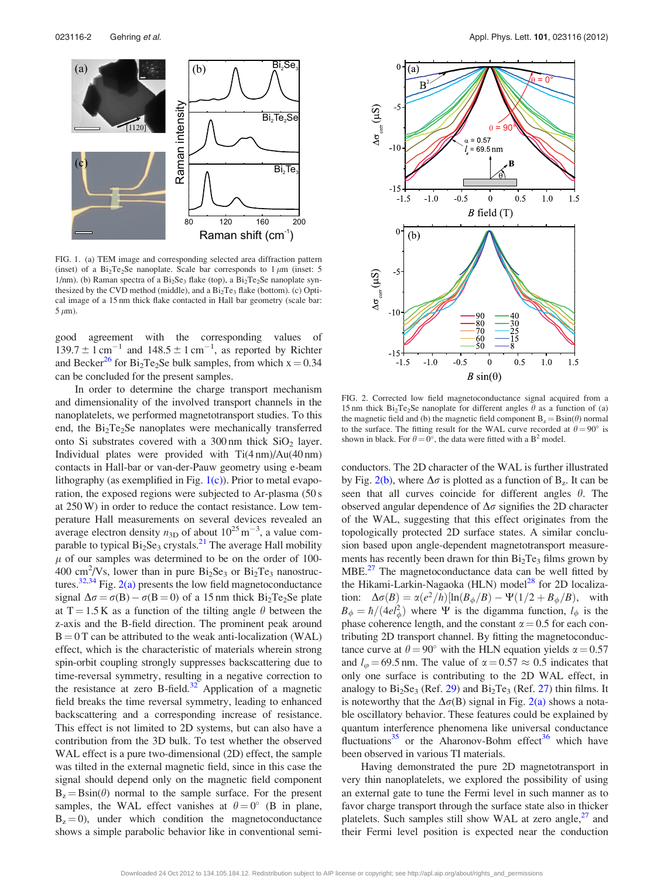FIG. 1. (a) TEM image and corresponding selected area diffraction pattern (inset) of a $Bi_2Te_2Se$ nanoplate. Scale bar corresponds to 1 $\mu$m (inset: 5 1/nm). (b) Raman spectra of a $Bi_2Se_3$ flake (top), a $Bi_2Te_2Se$ nanoplate synthesized by the CVD method (middle), and a $Bi_2Te_3$ flake (bottom). (c) Optical image of a 15 nm thick flake contacted in Hall bar geometry (scale bar: 5 $\mu$m).

good agreement with the corresponding values of $139.7 \pm 1\,\text{cm}^{-1}$ and $148.5 \pm 1\,\text{cm}^{-1}$, as reported by Richter and Becker[26] for $Bi_2Te_2Se$ bulk samples, from which $x = 0.34$ can be concluded for the present samples.

In order to determine the charge transport mechanism and dimensionality of the involved transport channels in the nanoplatelets, we performed magnetotransport studies. To this end, the $Bi_2Te_2Se$ nanoplates were mechanically transferred onto Si substrates covered with a 300 nm thick $SiO_2$ layer. Individual plates were provided with Ti(4 nm)/Au(40 nm) contacts in Hall-bar or van-der-Pauw geometry using e-beam lithography (as exemplified in Fig. 1(c)). Prior to metal evaporation, the exposed regions were subjected to Ar-plasma (50 s at 250 W) in order to reduce the contact resistance. Low temperature Hall measurements on several devices revealed an average electron density $n_{3D}$ of about $10^{25}\,\text{m}^{-3}$, a value comparable to typical $Bi_2Se_3$ crystals.[21] The average Hall mobility $\mu$ of our samples was determined to be on the order of 100-400 $\text{cm}^2$/Vs, lower than in pure $Bi_2Se_3$ or $Bi_2Te_3$ nanostructures.[32,34] Fig. 2(a) presents the low field magnetoconductance signal $\Delta\sigma = \sigma(B) - \sigma(B = 0)$ of a 15 nm thick $Bi_2Te_2Se$ plate at $T = 1.5$ K as a function of the tilting angle $\theta$ between the z-axis and the B-field direction. The prominent peak around $B = 0$ T can be attributed to the weak anti-localization (WAL) effect, which is the characteristic of materials wherein strong spin-orbit coupling strongly suppresses backscattering due to time-reversal symmetry, resulting in a negative correction to the resistance at zero B-field.[32] Application of a magnetic field breaks the time reversal symmetry, leading to enhanced backscattering and a corresponding increase of resistance. This effect is not limited to 2D systems, but can also have a contribution from the 3D bulk. To test whether the observed WAL effect is a pure two-dimensional (2D) effect, the sample was tilted in the external magnetic field, since in this case the signal should depend only on the magnetic field component $B_z = B\sin(\theta)$ normal to the sample surface. For the present samples, the WAL effect vanishes at $\theta = 0°$ (B in plane, $B_z = 0$), under which condition the magnetoconductance shows a simple parabolic behavior like in conventional semiconductors. The 2D character of the WAL is further illustrated by Fig. 2(b), where $\Delta\sigma$ is plotted as a function of $B_z$. It can be seen that all curves coincide for different angles $\theta$. The observed angular dependence of $\Delta\sigma$ signifies the 2D character of the WAL, suggesting that this effect originates from the topologically protected 2D surface states. A similar conclusion based upon angle-dependent magnetotransport measurements has recently been drawn for thin $Bi_2Te_3$ films grown by MBE.[27] The magnetoconductance data can be well fitted by the Hikami-Larkin-Nagaoka (HLN) model[28] for 2D localization: $\Delta\sigma(B) = \alpha(e^2/h)[\ln(B_\phi/B) - \Psi(1/2 + B_\phi/B)$, with $B_\phi = \hbar/(4el_\phi^2)$ where $\Psi$ is the digamma function, $l_\phi$ is the phase coherence length, and the constant $\alpha = 0.5$ for each contributing 2D transport channel. By fitting the magnetoconductance curve at $\theta = 90°$ with the HLN equation yields $\alpha = 0.57$ and $l_\varphi = 69.5$ nm. The value of $\alpha = 0.57 \approx 0.5$ indicates that only one surface is contributing to the 2D WAL effect, in analogy to $Bi_2Se_3$ (Ref. 29) and $Bi_2Te_3$ (Ref. 27) thin films. It is noteworthy that the $\Delta\sigma(B)$ signal in Fig. 2(a) shows a notable oscillatory behavior. These features could be explained by quantum interference phenomena like universal conductance fluctuations[35] or the Aharonov-Bohm effect[36] which have been observed in various TI materials.

FIG. 2. Corrected low field magnetoconductance signal acquired from a 15 nm thick $Bi_2Te_2Se$ nanoplate for different angles $\theta$ as a function of (a) the magnetic field and (b) the magnetic field component $B_z = B\sin(\theta)$ normal to the surface. The fitting result for the WAL curve recorded at $\theta = 90°$ is shown in black. For $\theta = 0°$, the data were fitted with a $B^2$ model.

Having demonstrated the pure 2D magnetotransport in very thin nanoplatelets, we explored the possibility of using an external gate to tune the Fermi level in such manner as to favor charge transport through the surface state also in thicker platelets. Such samples still show WAL at zero angle,[27] and their Fermi level position is expected near the conduction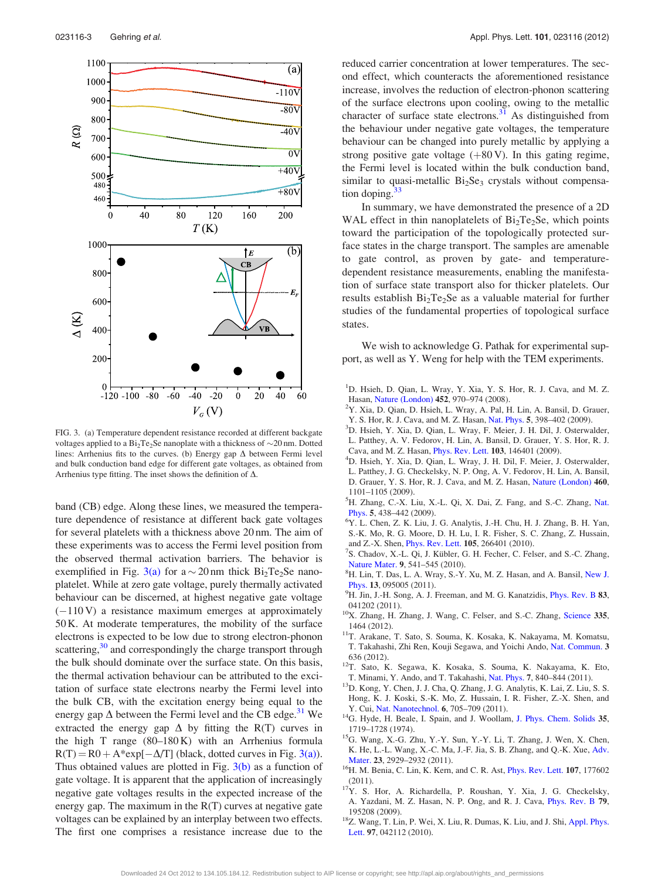FIG. 3. (a) Temperature dependent resistance recorded at different backgate voltages applied to a $Bi_2Te_2Se$ nanoplate with a thickness of ~20 nm. Dotted lines: Arrhenius fits to the curves. (b) Energy gap Δ between Fermi level and bulk conduction band edge for different gate voltages, as obtained from Arrhenius type fitting. The inset shows the definition of Δ.

band (CB) edge. Along these lines, we measured the temperature dependence of resistance at different back gate voltages for several platelets with a thickness above 20 nm. The aim of these experiments was to access the Fermi level position from the observed thermal activation barriers. The behavior is exemplified in Fig. 3(a) for a ~20 nm thick $Bi_2Te_2Se$ nanoplatelet. While at zero gate voltage, purely thermally activated behaviour can be discerned, at highest negative gate voltage (−110 V) a resistance maximum emerges at approximately 50 K. At moderate temperatures, the mobility of the surface electrons is expected to be low due to strong electron-phonon scattering,[30] and correspondingly the charge transport through the bulk should dominate over the surface state. On this basis, the thermal activation behaviour can be attributed to the excitation of surface state electrons nearby the Fermi level into the bulk CB, with the excitation energy being equal to the energy gap Δ between the Fermi level and the CB edge.[31] We extracted the energy gap Δ by fitting the R(T) curves in the high T range (80–180 K) with an Arrhenius formula $R(T) = R0 + A*\exp[-\Delta/T]$ (black, dotted curves in Fig. 3(a)). Thus obtained values are plotted in Fig. 3(b) as a function of gate voltage. It is apparent that the application of increasingly negative gate voltages results in the expected increase of the energy gap. The maximum in the R(T) curves at negative gate voltages can be explained by an interplay between two effects. The first one comprises a resistance increase due to the reduced carrier concentration at lower temperatures. The second effect, which counteracts the aforementioned resistance increase, involves the reduction of electron-phonon scattering of the surface electrons upon cooling, owing to the metallic character of surface state electrons.[31] As distinguished from the behaviour under negative gate voltages, the temperature behaviour can be changed into purely metallic by applying a strong positive gate voltage (+80 V). In this gating regime, the Fermi level is located within the bulk conduction band, similar to quasi-metallic $Bi_2Se_3$ crystals without compensation doping.[33]

In summary, we have demonstrated the presence of a 2D WAL effect in thin nanoplatelets of $Bi_2Te_2Se$, which points toward the participation of the topologically protected surface states in the charge transport. The samples are amenable to gate control, as proven by gate- and temperature-dependent resistance measurements, enabling the manifestation of surface state transport also for thicker platelets. Our results establish $Bi_2Te_2Se$ as a valuable material for further studies of the fundamental properties of topological surface states.

We wish to acknowledge G. Pathak for experimental support, as well as Y. Weng for help with the TEM experiments.

[1] D. Hsieh, D. Qian, L. Wray, Y. Xia, Y. S. Hor, R. J. Cava, and M. Z. Hasan, Nature (London) **452**, 970–974 (2008).
[2] Y. Xia, D. Qian, D. Hsieh, L. Wray, A. Pal, H. Lin, A. Bansil, D. Grauer, Y. S. Hor, R. J. Cava, and M. Z. Hasan, Nat. Phys. **5**, 398–402 (2009).
[3] D. Hsieh, Y. Xia, D. Qian, L. Wray, J. H. Dil, F. Meier, J. Osterwalder, L. Patthey, A. V. Fedorov, H. Lin, A. Bansil, D. Grauer, Y. S. Hor, R. J. Cava, and M. Z. Hasan, Phys. Rev. Lett. **103**, 146401 (2009).
[4] D. Hsieh, Y. Xia, D. Qian, L. Wray, F. Meier, J. H. Dil, J. Osterwalder, L. Patthey, J. G. Checkelsky, N. P. Ong, A. V. Fedorov, H. Lin, A. Bansil, D. Grauer, Y. S. Hor, R. J. Cava, and M. Z. Hasan, Nature (London) **460**, 1101–1105 (2009).
[5] H. Zhang, C.-X. Liu, X.-L. Qi, X. Dai, Z. Fang, and S.-C. Zhang, Nat. Phys. **5**, 438–442 (2009).
[6] Y. L. Chen, Z. K. Liu, J. G. Analytis, J.-H. Chu, H. J. Zhang, B. H. Yan, S.-K. Mo, R. G. Moore, D. H. Lu, I. R. Fisher, S. C. Zhang, Z. Hussain, and Z.-X. Shen, Phys. Rev. Lett. **105**, 266401 (2010).
[7] S. Chadov, X.-L. Qi, J. Kübler, G. H. Fecher, C. Felser, and S.-C. Zhang, Nature Mater. **9**, 541–545 (2010).
[8] H. Lin, T. Das, L. A. Wray, S.-Y. Xu, M. Z. Hasan, and A. Bansil, New J. Phys. **13**, 095005 (2011).
[9] H. Jin, J.-H. Song, A. J. Freeman, and M. G. Kanatzidis, Phys. Rev. B **83**, 041202 (2011).
[10] X. Zhang, H. Zhang, J. Wang, C. Felser, and S.-C. Zhang, Science **335**, 1464 (2012).
[11] T. Arakane, T. Sato, S. Souma, K. Kosaka, K. Nakayama, M. Komatsu, T. Takahashi, Zhi Ren, Kouji Segawa, and Yoichi Ando, Nat. Commun. **3** 636 (2012).
[12] T. Sato, K. Segawa, K. Kosaka, S. Souma, K. Nakayama, K. Eto, T. Minami, Y. Ando, and T. Takahashi, Nat. Phys. **7**, 840–844 (2011).
[13] D. Kong, Y. Chen, J. J. Cha, Q. Zhang, J. G. Analytis, K. Lai, Z. Liu, S. S. Hong, K. J. Koski, S.-K. Mo, Z. Hussain, I. R. Fisher, Z.-X. Shen, and Y. Cui, Nat. Nanotechnol. **6**, 705–709 (2011).
[14] G. Hyde, H. Beale, I. Spain, and J. Woollam, J. Phys. Chem. Solids **35**, 1719–1728 (1974).
[15] G. Wang, X.-G. Zhu, Y.-Y. Sun, Y.-Y. Li, T. Zhang, J. Wen, X. Chen, K. He, L.-L. Wang, X.-C. Ma, J.-F. Jia, S. B. Zhang, and Q.-K. Xue, Adv. Mater. **23**, 2929–2932 (2011).
[16] H. M. Benia, C. Lin, K. Kern, and C. R. Ast, Phys. Rev. Lett. **107**, 177602 (2011).
[17] Y. S. Hor, A. Richardella, P. Roushan, Y. Xia, J. G. Checkelsky, A. Yazdani, M. Z. Hasan, N. P. Ong, and R. J. Cava, Phys. Rev. B **79**, 195208 (2009).
[18] Z. Wang, T. Lin, P. Wei, X. Liu, R. Dumas, K. Liu, and J. Shi, Appl. Phys. Lett. **97**, 042112 (2010).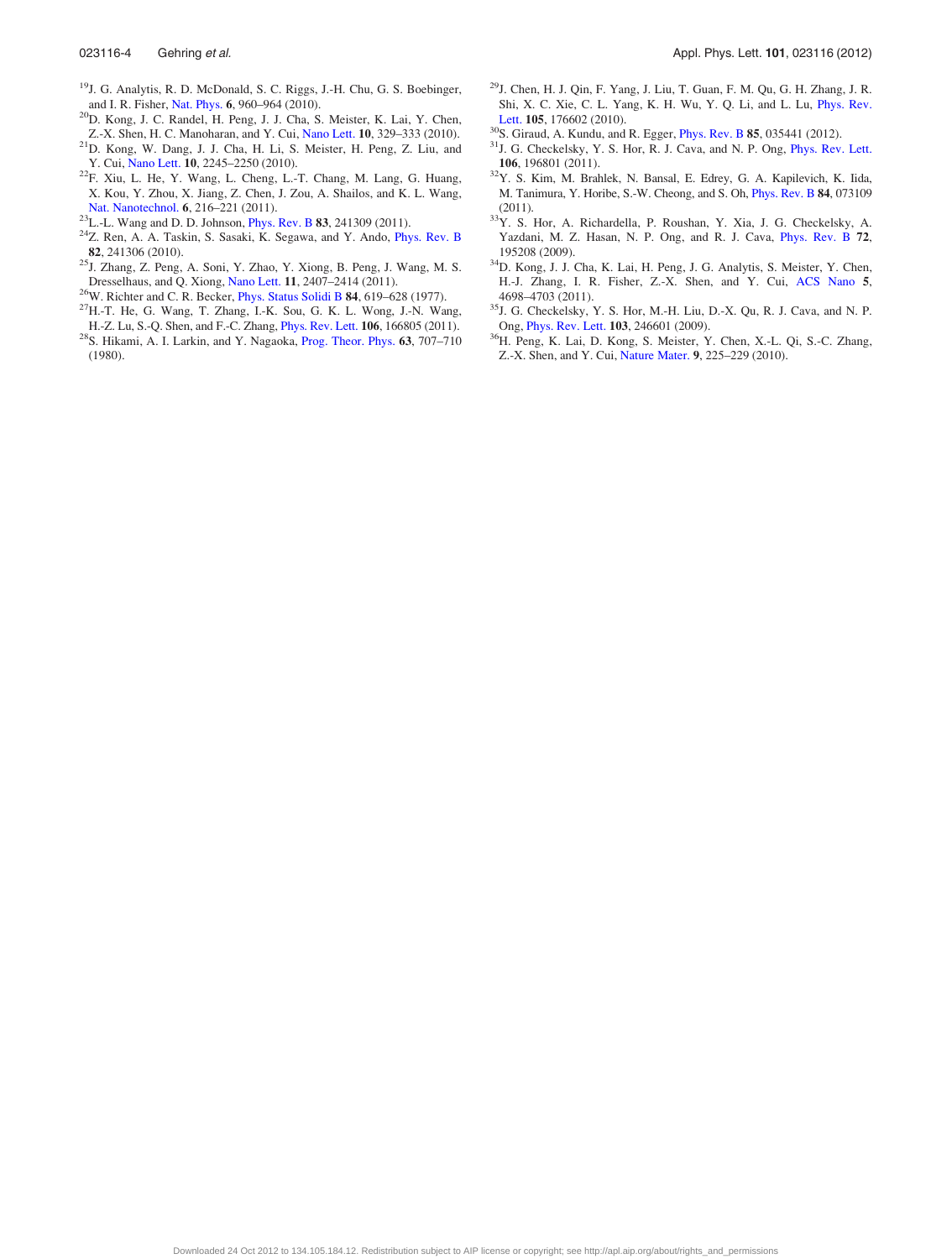[19] J. G. Analytis, R. D. McDonald, S. C. Riggs, J.-H. Chu, G. S. Boebinger, and I. R. Fisher, Nat. Phys. **6**, 960–964 (2010).

[20] D. Kong, J. C. Randel, H. Peng, J. J. Cha, S. Meister, K. Lai, Y. Chen, Z.-X. Shen, H. C. Manoharan, and Y. Cui, Nano Lett. **10**, 329–333 (2010).

[21] D. Kong, W. Dang, J. J. Cha, H. Li, S. Meister, H. Peng, Z. Liu, and Y. Cui, Nano Lett. **10**, 2245–2250 (2010).

[22] F. Xiu, L. He, Y. Wang, L. Cheng, L.-T. Chang, M. Lang, G. Huang, X. Kou, Y. Zhou, X. Jiang, Z. Chen, J. Zou, A. Shailos, and K. L. Wang, Nat. Nanotechnol. **6**, 216–221 (2011).

[23] L.-L. Wang and D. D. Johnson, Phys. Rev. B **83**, 241309 (2011).

[24] Z. Ren, A. A. Taskin, S. Sasaki, K. Segawa, and Y. Ando, Phys. Rev. B **82**, 241306 (2010).

[25] J. Zhang, Z. Peng, A. Soni, Y. Zhao, Y. Xiong, B. Peng, J. Wang, M. S. Dresselhaus, and Q. Xiong, Nano Lett. **11**, 2407–2414 (2011).

[26] W. Richter and C. R. Becker, Phys. Status Solidi B **84**, 619–628 (1977).

[27] H.-T. He, G. Wang, T. Zhang, I.-K. Sou, G. K. L. Wong, J.-N. Wang, H.-Z. Lu, S.-Q. Shen, and F.-C. Zhang, Phys. Rev. Lett. **106**, 166805 (2011).

[28] S. Hikami, A. I. Larkin, and Y. Nagaoka, Prog. Theor. Phys. **63**, 707–710 (1980).

[29] J. Chen, H. J. Qin, F. Yang, J. Liu, T. Guan, F. M. Qu, G. H. Zhang, J. R. Shi, X. C. Xie, C. L. Yang, K. H. Wu, Y. Q. Li, and L. Lu, Phys. Rev. Lett. **105**, 176602 (2010).

[30] S. Giraud, A. Kundu, and R. Egger, Phys. Rev. B **85**, 035441 (2012).

[31] J. G. Checkelsky, Y. S. Hor, R. J. Cava, and N. P. Ong, Phys. Rev. Lett. **106**, 196801 (2011).

[32] Y. S. Kim, M. Brahlek, N. Bansal, E. Edrey, G. A. Kapilevich, K. Iida, M. Tanimura, Y. Horibe, S.-W. Cheong, and S. Oh, Phys. Rev. B **84**, 073109 (2011).

[33] Y. S. Hor, A. Richardella, P. Roushan, Y. Xia, J. G. Checkelsky, A. Yazdani, M. Z. Hasan, N. P. Ong, and R. J. Cava, Phys. Rev. B **72**, 195208 (2009).

[34] D. Kong, J. J. Cha, K. Lai, H. Peng, J. G. Analytis, S. Meister, Y. Chen, H.-J. Zhang, I. R. Fisher, Z.-X. Shen, and Y. Cui, ACS Nano **5**, 4698–4703 (2011).

[35] J. G. Checkelsky, Y. S. Hor, M.-H. Liu, D.-X. Qu, R. J. Cava, and N. P. Ong, Phys. Rev. Lett. **103**, 246601 (2009).

[36] H. Peng, K. Lai, D. Kong, S. Meister, Y. Chen, X.-L. Qi, S.-C. Zhang, Z.-X. Shen, and Y. Cui, Nature Mater. **9**, 225–229 (2010).